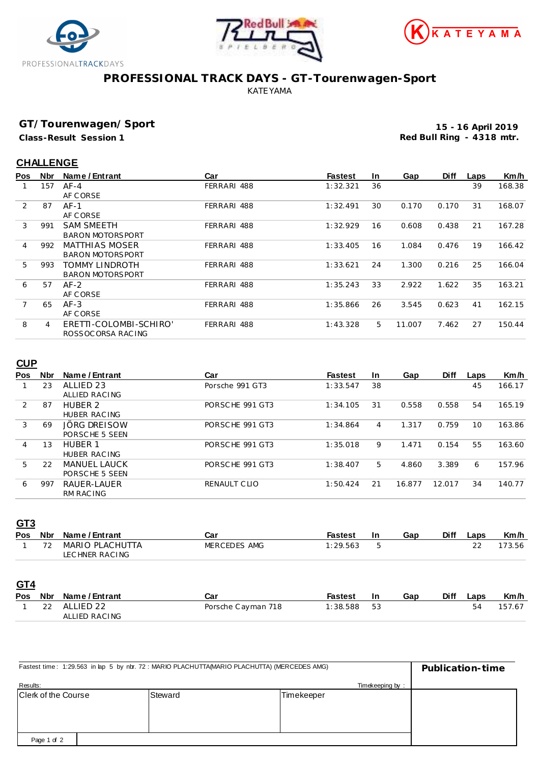# PROFESSIONAL TRACK DAYS - GT-Tourenwagen-Sport

KATEYAMA

## GT/Tourenwagen/Sport

**Class-Result Session 1**

**15 - 16 April 2019**
**Red Bull Ring - 4318 mtr.**

### CHALLENGE

| Pos | Nbr | Name / Entrant | Car | Fastest | In | Gap | Diff | Laps | Km/h |
|---|---|---|---|---|---|---|---|---|---|
| 1 | 157 | AF-4<br>AF CORSE | FERRARI 488 | 1:32.321 | 36 | | | 39 | 168.38 |
| 2 | 87 | AF-1<br>AF CORSE | FERRARI 488 | 1:32.491 | 30 | 0.170 | 0.170 | 31 | 168.07 |
| 3 | 991 | SAM SMEETH<br>BARON MOTORSPORT | FERRARI 488 | 1:32.929 | 16 | 0.608 | 0.438 | 21 | 167.28 |
| 4 | 992 | MATTHIAS MOSER<br>BARON MOTORSPORT | FERRARI 488 | 1:33.405 | 16 | 1.084 | 0.476 | 19 | 166.42 |
| 5 | 993 | TOMMY LINDROTH<br>BARON MOTORSPORT | FERRARI 488 | 1:33.621 | 24 | 1.300 | 0.216 | 25 | 166.04 |
| 6 | 57 | AF-2<br>AF CORSE | FERRARI 488 | 1:35.243 | 33 | 2.922 | 1.622 | 35 | 163.21 |
| 7 | 65 | AF-3<br>AF CORSE | FERRARI 488 | 1:35.866 | 26 | 3.545 | 0.623 | 41 | 162.15 |
| 8 | 4 | ERETTI-COLOMBI-SCHIRO'<br>ROSSOCORSA RACING | FERRARI 488 | 1:43.328 | 5 | 11.007 | 7.462 | 27 | 150.44 |

### CUP

| Pos | Nbr | Name / Entrant | Car | Fastest | In | Gap | Diff | Laps | Km/h |
|---|---|---|---|---|---|---|---|---|---|
| 1 | 23 | ALLIED 23<br>ALLIED RACING | Porsche 991 GT3 | 1:33.547 | 38 | | | 45 | 166.17 |
| 2 | 87 | HUBER 2<br>HUBER RACING | PORSCHE 991 GT3 | 1:34.105 | 31 | 0.558 | 0.558 | 54 | 165.19 |
| 3 | 69 | JÖRG DREISOW<br>PORSCHE 5 SEEN | PORSCHE 991 GT3 | 1:34.864 | 4 | 1.317 | 0.759 | 10 | 163.86 |
| 4 | 13 | HUBER 1<br>HUBER RACING | PORSCHE 991 GT3 | 1:35.018 | 9 | 1.471 | 0.154 | 55 | 163.60 |
| 5 | 22 | MANUEL LAUCK<br>PORSCHE 5 SEEN | PORSCHE 991 GT3 | 1:38.407 | 5 | 4.860 | 3.389 | 6 | 157.96 |
| 6 | 997 | RAUER-LAUER<br>RM RACING | RENAULT CLIO | 1:50.424 | 21 | 16.877 | 12.017 | 34 | 140.77 |

### GT3

| Pos | Nbr | Name / Entrant | Car | Fastest | In | Gap | Diff | Laps | Km/h |
|---|---|---|---|---|---|---|---|---|---|
| 1 | 72 | MARIO PLACHUTTA<br>LECHNER RACING | MERCEDES AMG | 1:29.563 | 5 | | | 22 | 173.56 |

### GT4

| Pos | Nbr | Name / Entrant | Car | Fastest | In | Gap | Diff | Laps | Km/h |
|---|---|---|---|---|---|---|---|---|---|
| 1 | 22 | ALLIED 22<br>ALLIED RACING | Porsche Cayman 718 | 1:38.588 | 53 | | | 54 | 157.67 |

Fastest time : 1:29.563 in lap 5 by nbr. 72 : MARIO PLACHUTTA(MARIO PLACHUTTA) (MERCEDES AMG)

**Publication-time**

Results:

Timekeeping by :

| Clerk of the Course | Steward | Timekeeper |
|---|---|---|
| | | |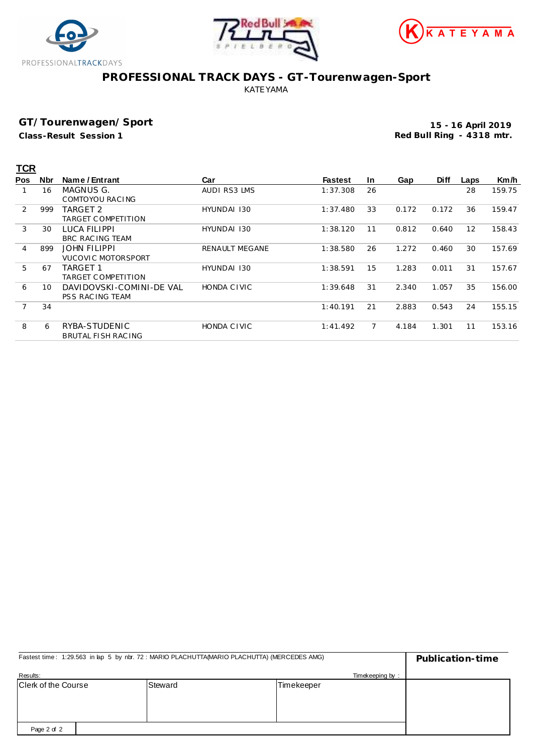# PROFESSIONAL TRACK DAYS - GT-Tourenwagen-Sport

KATEYAMA

## GT/Tourenwagen/Sport

**Class-Result Session 1**

**15 - 16 April 2019**
**Red Bull Ring - 4318 mtr.**

### TCR

| Pos | Nbr | Name / Entrant | Car | Fastest | In | Gap | Diff | Laps | Km/h |
|---|---|---|---|---|---|---|---|---|---|
| 1 | 16 | MAGNUS G.<br>COMTOYOU RACING | AUDI RS3 LMS | 1:37.308 | 26 | | | 28 | 159.75 |
| 2 | 999 | TARGET 2<br>TARGET COMPETITION | HYUNDAI I30 | 1:37.480 | 33 | 0.172 | 0.172 | 36 | 159.47 |
| 3 | 30 | LUCA FILIPPI<br>BRC RACING TEAM | HYUNDAI I30 | 1:38.120 | 11 | 0.812 | 0.640 | 12 | 158.43 |
| 4 | 899 | JOHN FILIPPI<br>VUCOVIC MOTORSPORT | RENAULT MEGANE | 1:38.580 | 26 | 1.272 | 0.460 | 30 | 157.69 |
| 5 | 67 | TARGET 1<br>TARGET COMPETITION | HYUNDAI I30 | 1:38.591 | 15 | 1.283 | 0.011 | 31 | 157.67 |
| 6 | 10 | DAVIDOVSKI-COMINI-DE VAL<br>PSS RACING TEAM | HONDA CIVIC | 1:39.648 | 31 | 2.340 | 1.057 | 35 | 156.00 |
| 7 | 34 | | | 1:40.191 | 21 | 2.883 | 0.543 | 24 | 155.15 |
| 8 | 6 | RYBA-STUDENIC<br>BRUTAL FISH RACING | HONDA CIVIC | 1:41.492 | 7 | 4.184 | 1.301 | 11 | 153.16 |

Fastest time : 1:29.563 in lap 5 by nbr. 72 : MARIO PLACHUTTA(MARIO PLACHUTTA) (MERCEDES AMG)

**Publication-time**

Results: Timekeeping by :

| Clerk of the Course | Steward | Timekeeper |
|---|---|---|
| | | |